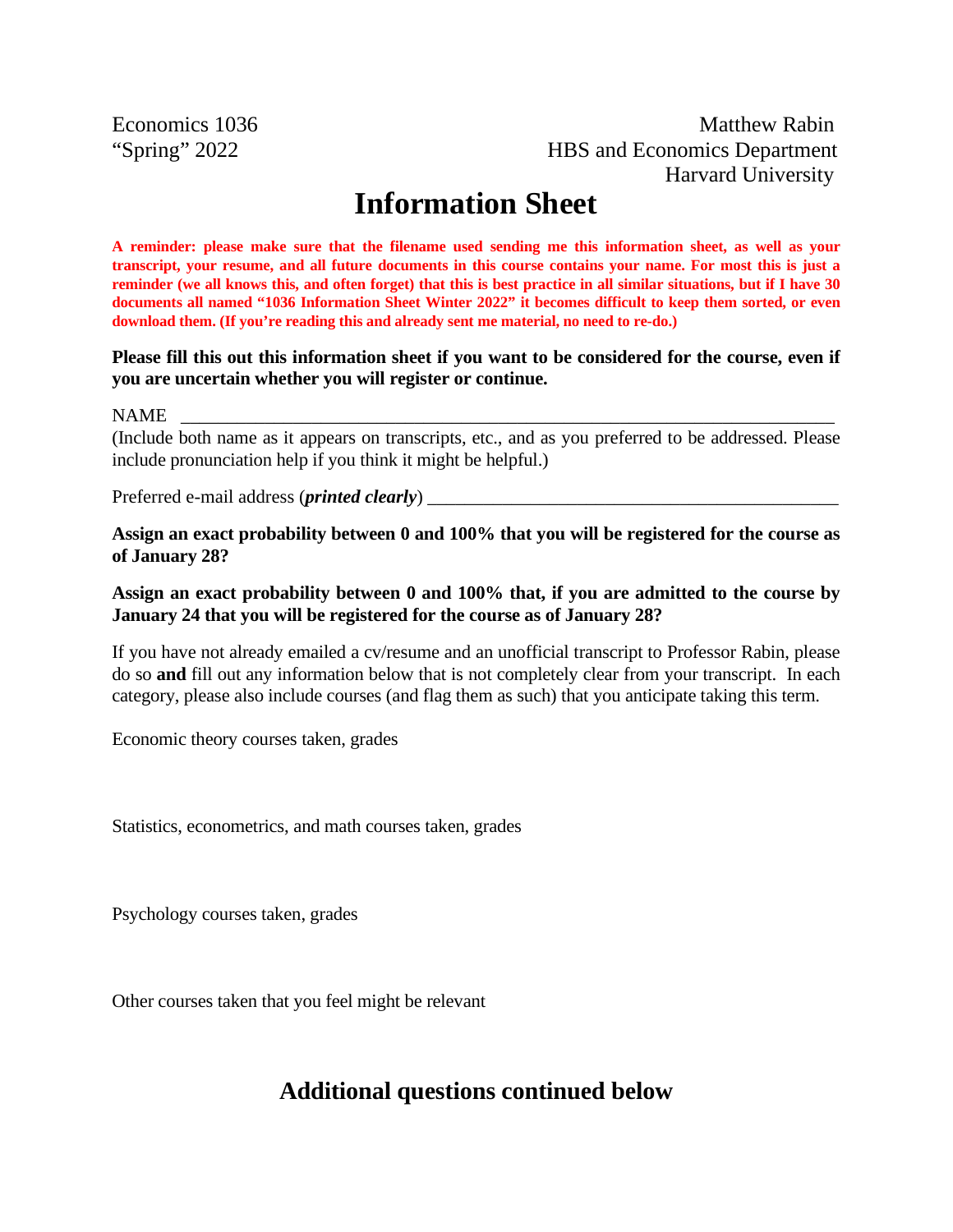Economics 1036  
"Spring" 2022

Matthew Rabin  
HBS and Economics Department  
Harvard University

# Information Sheet

**A reminder: please make sure that the filename used sending me this information sheet, as well as your transcript, your resume, and all future documents in this course contains your name. For most this is just a reminder (we all knows this, and often forget) that this is best practice in all similar situations, but if I have 30 documents all named "1036 Information Sheet Winter 2022" it becomes difficult to keep them sorted, or even download them. (If you're reading this and already sent me material, no need to re-do.)**

**Please fill this out this information sheet if you want to be considered for the course, even if you are uncertain whether you will register or continue.**

NAME ______________________________________________________________________

(Include both name as it appears on transcripts, etc., and as you preferred to be addressed. Please include pronunciation help if you think it might be helpful.)

Preferred e-mail address (***printed clearly***) ____________________________________________

**Assign an exact probability between 0 and 100% that you will be registered for the course as of January 28?**

**Assign an exact probability between 0 and 100% that, if you are admitted to the course by January 24 that you will be registered for the course as of January 28?**

If you have not already emailed a cv/resume and an unofficial transcript to Professor Rabin, please do so **and** fill out any information below that is not completely clear from your transcript. In each category, please also include courses (and flag them as such) that you anticipate taking this term.

Economic theory courses taken, grades

Statistics, econometrics, and math courses taken, grades

Psychology courses taken, grades

Other courses taken that you feel might be relevant

## Additional questions continued below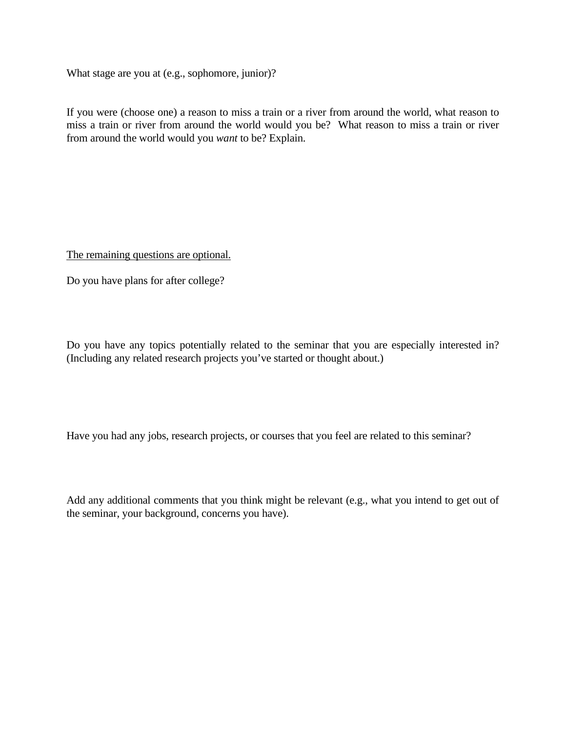What stage are you at (e.g., sophomore, junior)?

If you were (choose one) a reason to miss a train or a river from around the world, what reason to miss a train or river from around the world would you be? What reason to miss a train or river from around the world would you *want* to be? Explain.

<u>The remaining questions are optional.</u>

Do you have plans for after college?

Do you have any topics potentially related to the seminar that you are especially interested in? (Including any related research projects you've started or thought about.)

Have you had any jobs, research projects, or courses that you feel are related to this seminar?

Add any additional comments that you think might be relevant (e.g., what you intend to get out of the seminar, your background, concerns you have).